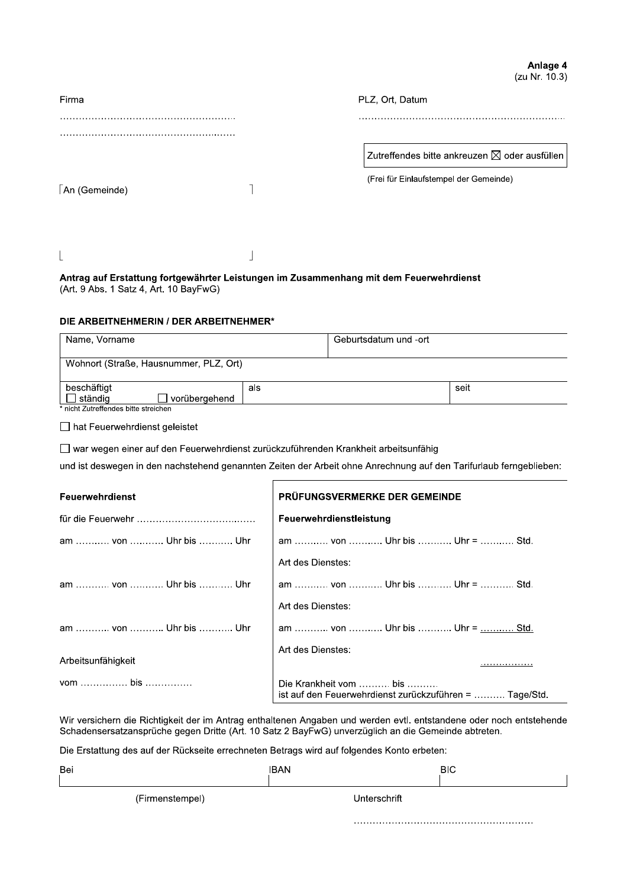**Anlage 4**
(zu Nr. 10.3)

Firma

………………………………………………

………………………………………………

PLZ, Ort, Datum

………………………………………………………

Zutreffendes bitte ankreuzen ☒ oder ausfüllen

(Frei für Einlaufstempel der Gemeinde)

An (Gemeinde)

**Antrag auf Erstattung fortgewährter Leistungen im Zusammenhang mit dem Feuerwehrdienst**
(Art. 9 Abs. 1 Satz 4, Art. 10 BayFwG)

**DIE ARBEITNEHMERIN / DER ARBEITNEHMER***

| Name, Vorname | | Geburtsdatum und -ort | |
|---|---|---|---|
| Wohnort (Straße, Hausnummer, PLZ, Ort) | | | |
| beschäftigt ☐ ständig ☐ vorübergehend | als | | seit |

* nicht Zutreffendes bitte streichen

☐ hat Feuerwehrdienst geleistet

☐ war wegen einer auf den Feuerwehrdienst zurückzuführenden Krankheit arbeitsunfähig

und ist deswegen in den nachstehend genannten Zeiten der Arbeit ohne Anrechnung auf den Tarifurlaub ferngeblieben:

| **Feuerwehrdienst** | **PRÜFUNGSVERMERKE DER GEMEINDE** |
|---|---|
| für die Feuerwehr ……………………………… | **Feuerwehrdienstleistung** |
| am ………. von ………. Uhr bis ………. Uhr | am ………. von ………. Uhr bis ………. Uhr = ………. Std. |
| | Art des Dienstes: |
| am ………. von ………. Uhr bis ………. Uhr | am ………. von ………. Uhr bis ………. Uhr = ………. Std. |
| | Art des Dienstes: |
| am ………. von ………. Uhr bis ………. Uhr | am ………. von ………. Uhr bis ………. Uhr = ………. Std. |
| | Art des Dienstes: |
| Arbeitsunfähigkeit | ……………… |
| vom …………… bis …………… | Die Krankheit vom ………. bis ………. ist auf den Feuerwehrdienst zurückzuführen = ………. Tage/Std. |

Wir versichern die Richtigkeit der im Antrag enthaltenen Angaben und werden evtl. entstandene oder noch entstehende Schadensersatzansprüche gegen Dritte (Art. 10 Satz 2 BayFwG) unverzüglich an die Gemeinde abtreten.

Die Erstattung des auf der Rückseite errechneten Betrags wird auf folgendes Konto erbeten:

| Bei | IBAN | BIC |
|---|---|---|
| | | |

(Firmenstempel)

Unterschrift

………………………………………………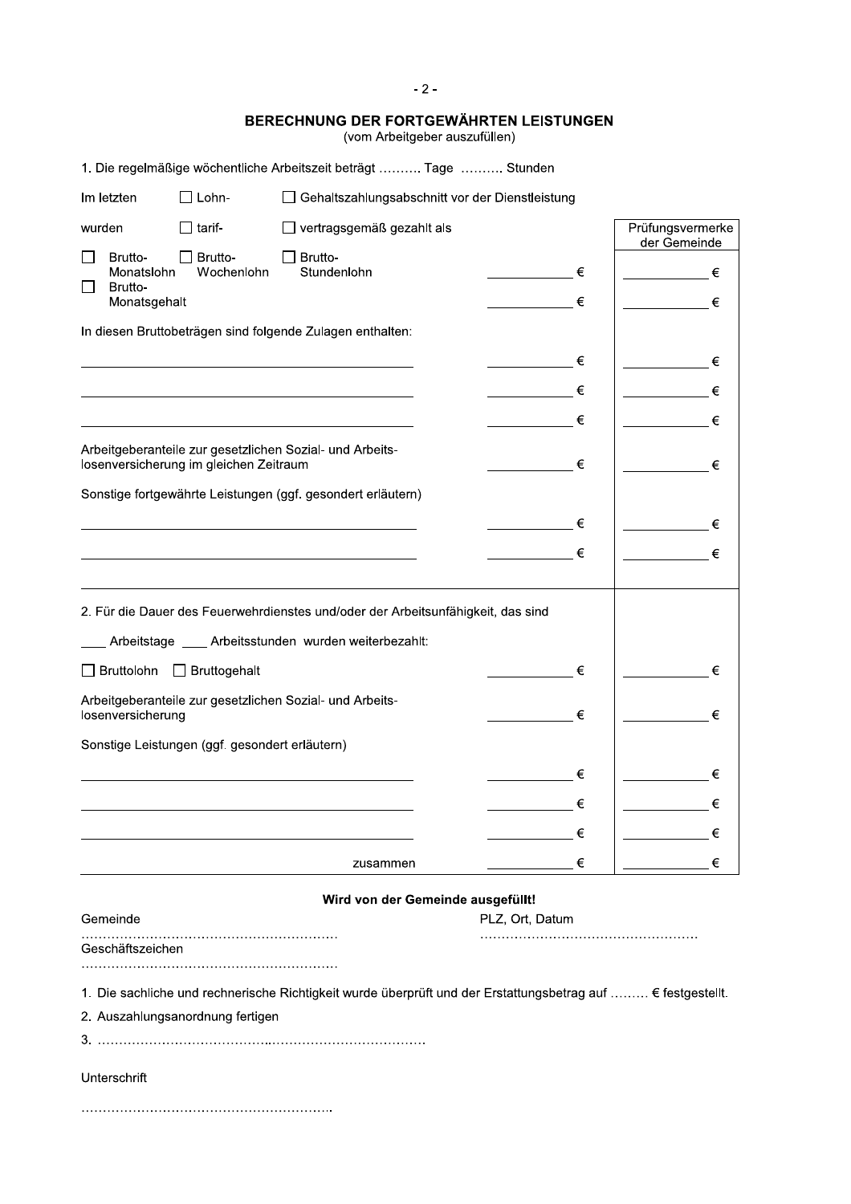## BERECHNUNG DER FORTGEWÄHRTEN LEISTUNGEN

(vom Arbeitgeber auszufüllen)

1. Die regelmäßige wöchentliche Arbeitszeit beträgt ………. Tage ………. Stunden

| | | Prüfungsvermerke der Gemeinde |
|---|---|---|
| Im letzten ☐ Lohn- ☐ Gehaltszahlungsabschnitt vor der Dienstleistung | | |
| wurden ☐ tarif- ☐ vertragsgemäß gezahlt als | | |
| ☐ Brutto-Monatslohn ☐ Brutto-Wochenlohn ☐ Brutto-Stundenlohn | ________ € | ________ € |
| ☐ Brutto-Monatsgehalt | ________ € | ________ € |
| In diesen Bruttobeträgen sind folgende Zulagen enthalten: | | |
| ________________________________ | ________ € | ________ € |
| ________________________________ | ________ € | ________ € |
| ________________________________ | ________ € | ________ € |
| Arbeitgeberanteile zur gesetzlichen Sozial- und Arbeitslosenversicherung im gleichen Zeitraum | ________ € | ________ € |
| Sonstige fortgewährte Leistungen (ggf. gesondert erläutern) | | |
| ________________________________ | ________ € | ________ € |
| ________________________________ | ________ € | ________ € |
| 2. Für die Dauer des Feuerwehrdienstes und/oder der Arbeitsunfähigkeit, das sind | | |
| ___ Arbeitstage ___ Arbeitsstunden wurden weiterbezahlt: | | |
| ☐ Bruttolohn ☐ Bruttogehalt | ________ € | ________ € |
| Arbeitgeberanteile zur gesetzlichen Sozial- und Arbeitslosenversicherung | ________ € | ________ € |
| Sonstige Leistungen (ggf. gesondert erläutern) | | |
| ________________________________ | ________ € | ________ € |
| ________________________________ | ________ € | ________ € |
| ________________________________ | ________ € | ________ € |
| zusammen | ________ € | ________ € |

**Wird von der Gemeinde ausgefüllt!**

Gemeinde
……………………………………………………

PLZ, Ort, Datum
……………………………………………

Geschäftszeichen
……………………………………………………

1. Die sachliche und rechnerische Richtigkeit wurde überprüft und der Erstattungsbetrag auf ……… € festgestellt.
2. Auszahlungsanordnung fertigen
3. ……………………………………………………………………

Unterschrift

…………………………………………………….